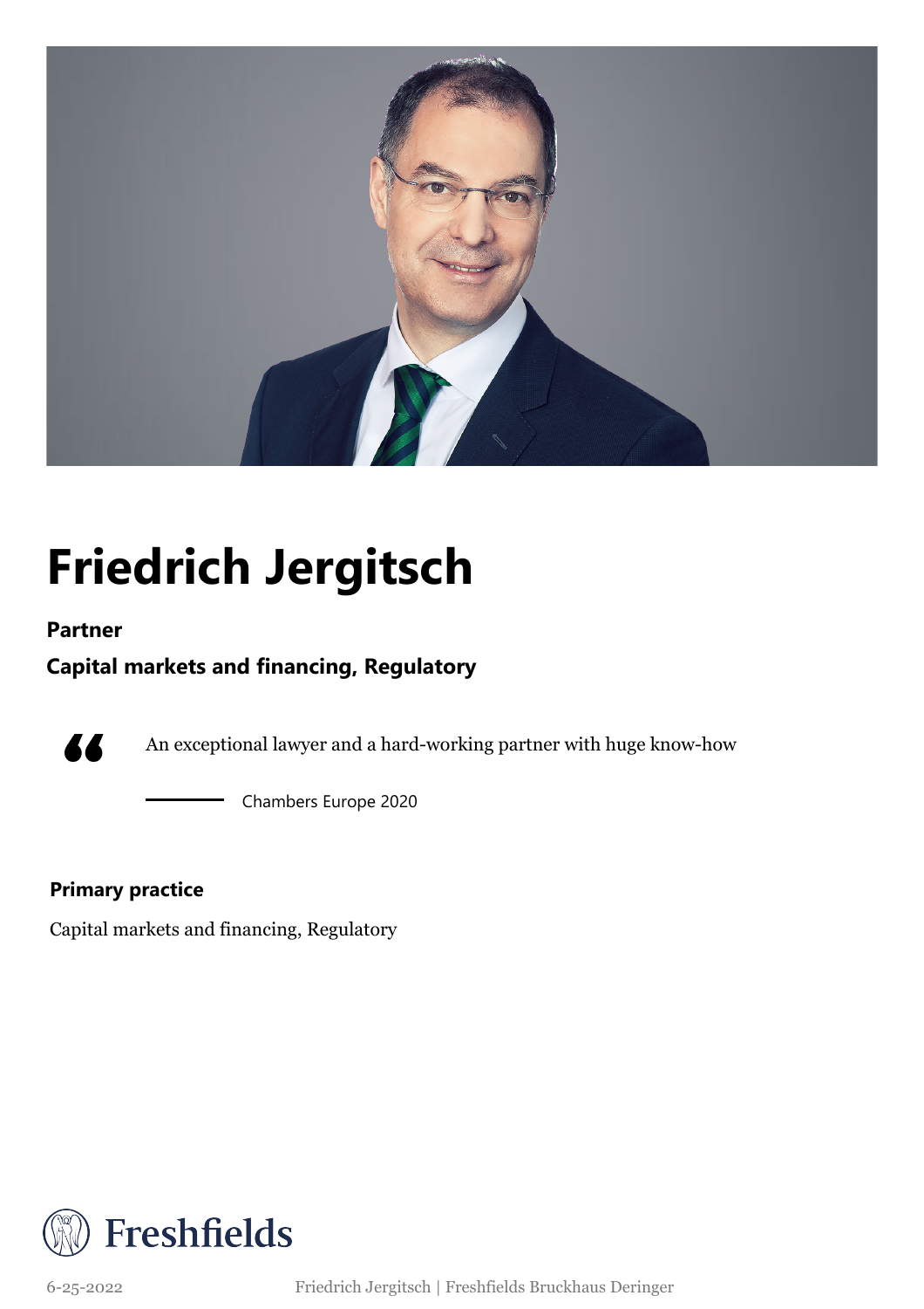# Friedrich Jergitsch

**Partner**

**Capital markets and financing, Regulatory**

> An exceptional lawyer and a hard-working partner with huge know-how
>
> — Chambers Europe 2020

**Primary practice**

Capital markets and financing, Regulatory

Freshfields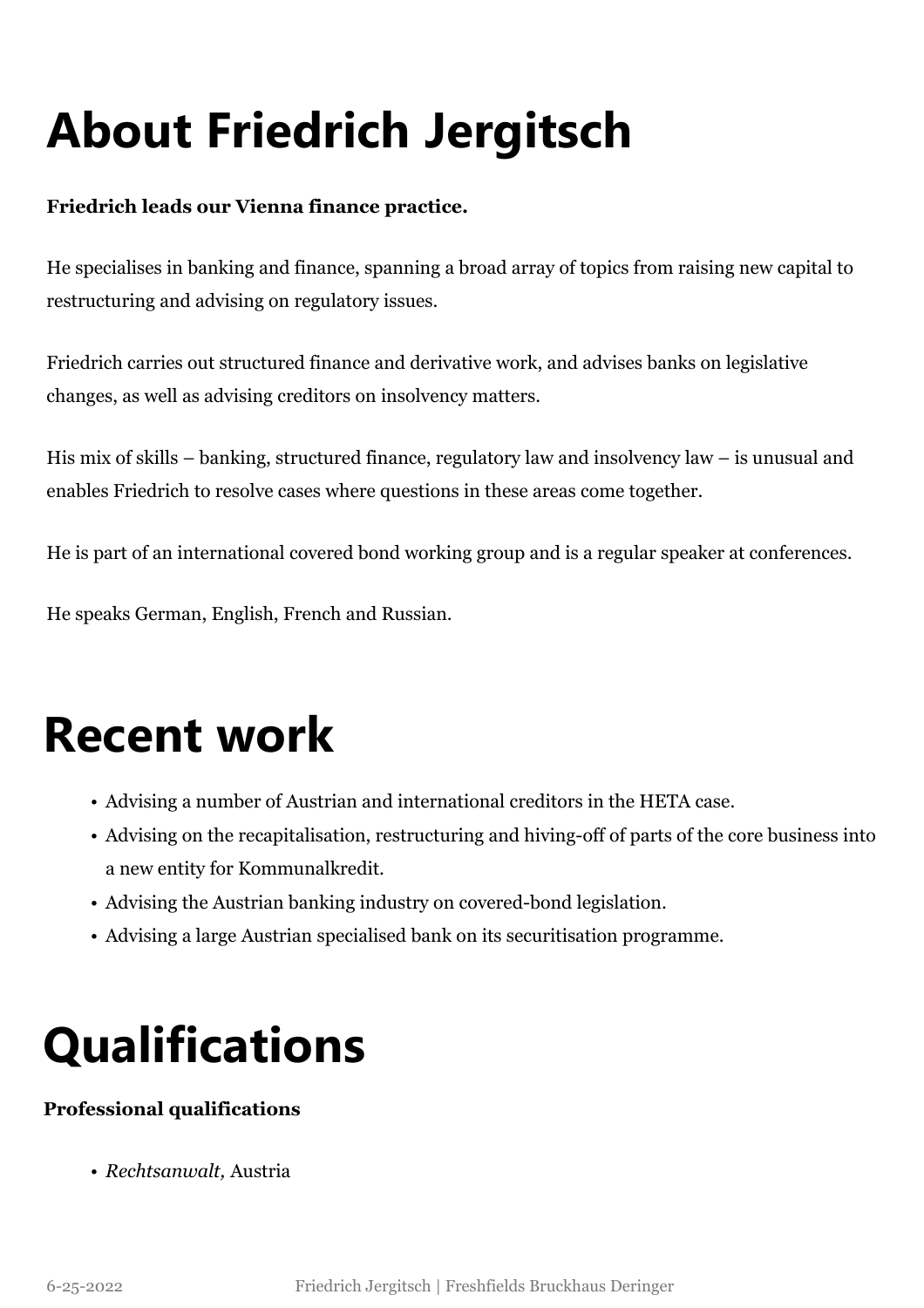# About Friedrich Jergitsch

**Friedrich leads our Vienna finance practice.**

He specialises in banking and finance, spanning a broad array of topics from raising new capital to restructuring and advising on regulatory issues.

Friedrich carries out structured finance and derivative work, and advises banks on legislative changes, as well as advising creditors on insolvency matters.

His mix of skills – banking, structured finance, regulatory law and insolvency law – is unusual and enables Friedrich to resolve cases where questions in these areas come together.

He is part of an international covered bond working group and is a regular speaker at conferences.

He speaks German, English, French and Russian.

# Recent work

- Advising a number of Austrian and international creditors in the HETA case.
- Advising on the recapitalisation, restructuring and hiving-off of parts of the core business into a new entity for Kommunalkredit.
- Advising the Austrian banking industry on covered-bond legislation.
- Advising a large Austrian specialised bank on its securitisation programme.

# Qualifications

**Professional qualifications**

- *Rechtsanwalt,* Austria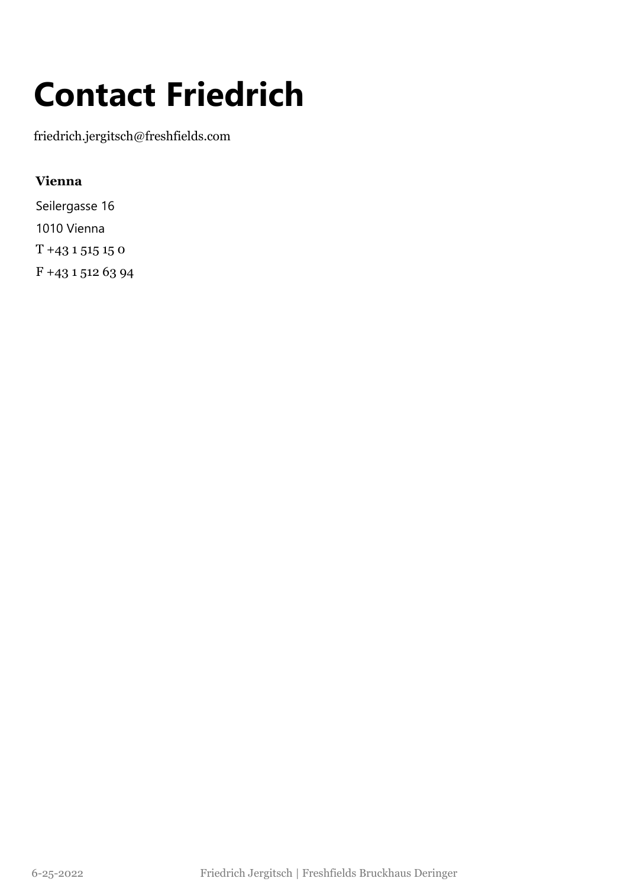# Contact Friedrich

friedrich.jergitsch@freshfields.com

**Vienna**

Seilergasse 16

1010 Vienna

T +43 1 515 15 0

F +43 1 512 63 94